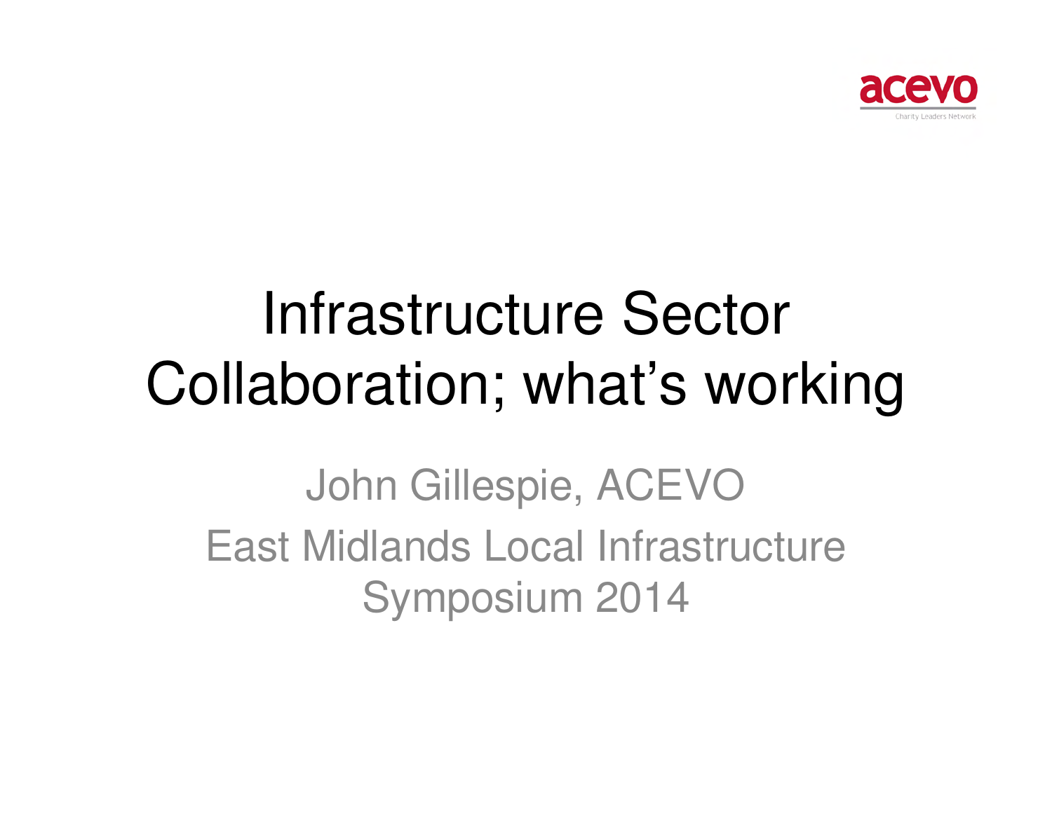acevo

Charity Leaders Network

# Infrastructure Sector Collaboration; what's working

John Gillespie, ACEVO

East Midlands Local Infrastructure Symposium 2014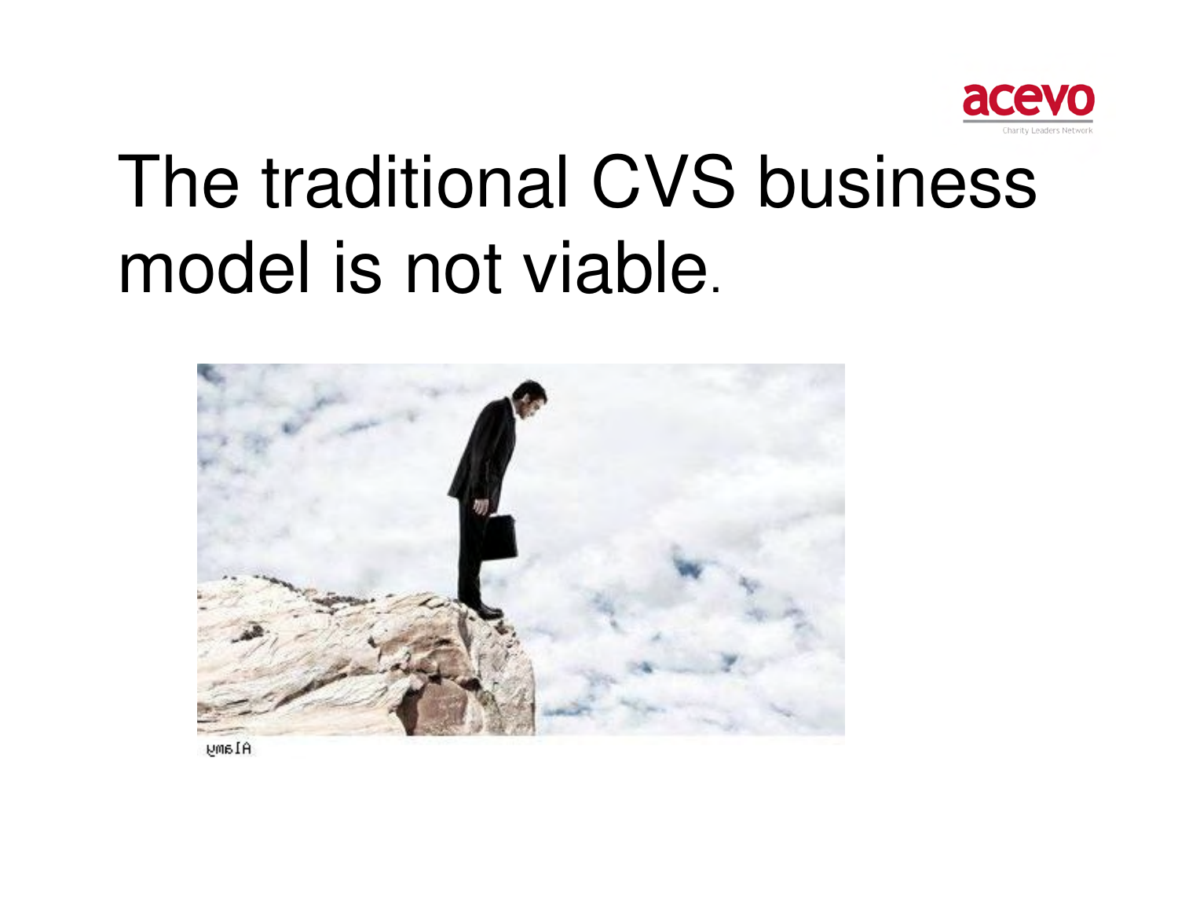# The traditional CVS business model is not viable.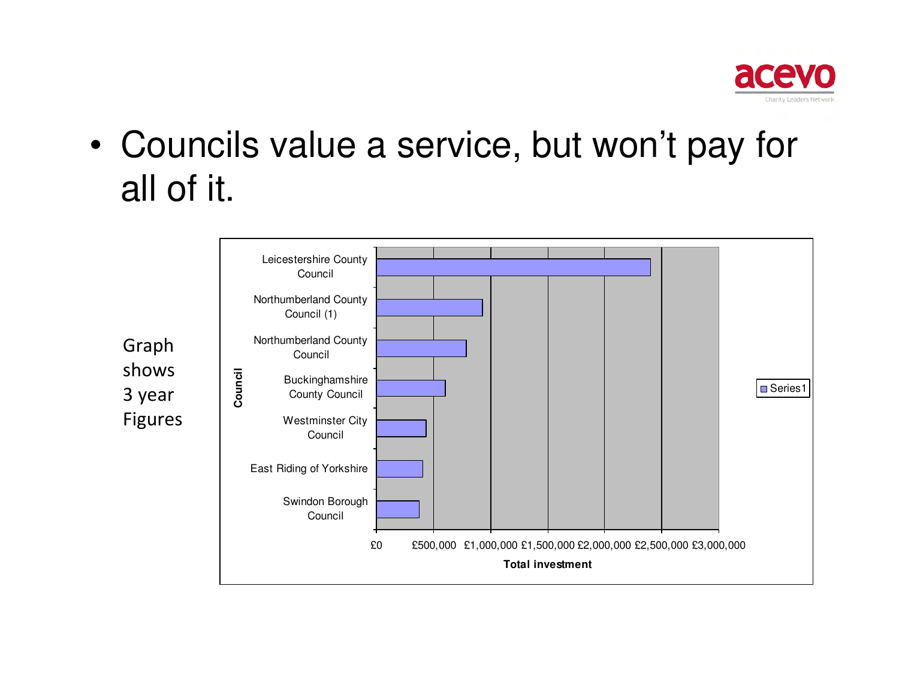- Councils value a service, but won't pay for all of it.

Graph shows 3 year Figures

Council

Leicestershire County Council
Northumberland County Council (1)
Northumberland County Council
Buckinghamshire County Council
Westminster City Council
East Riding of Yorkshire
Swindon Borough Council

£0 £500,000 £1,000,000 £1,500,000 £2,000,000 £2,500,000 £3,000,000

Total investment

Series1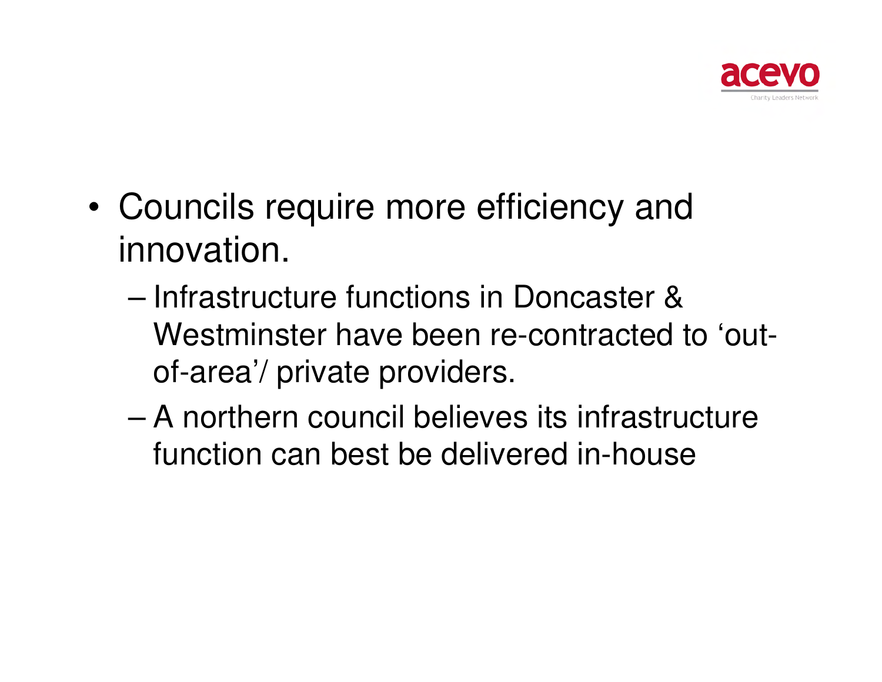- Councils require more efficiency and innovation.
  - Infrastructure functions in Doncaster & Westminster have been re-contracted to 'out-of-area'/ private providers.
  - A northern council believes its infrastructure function can best be delivered in-house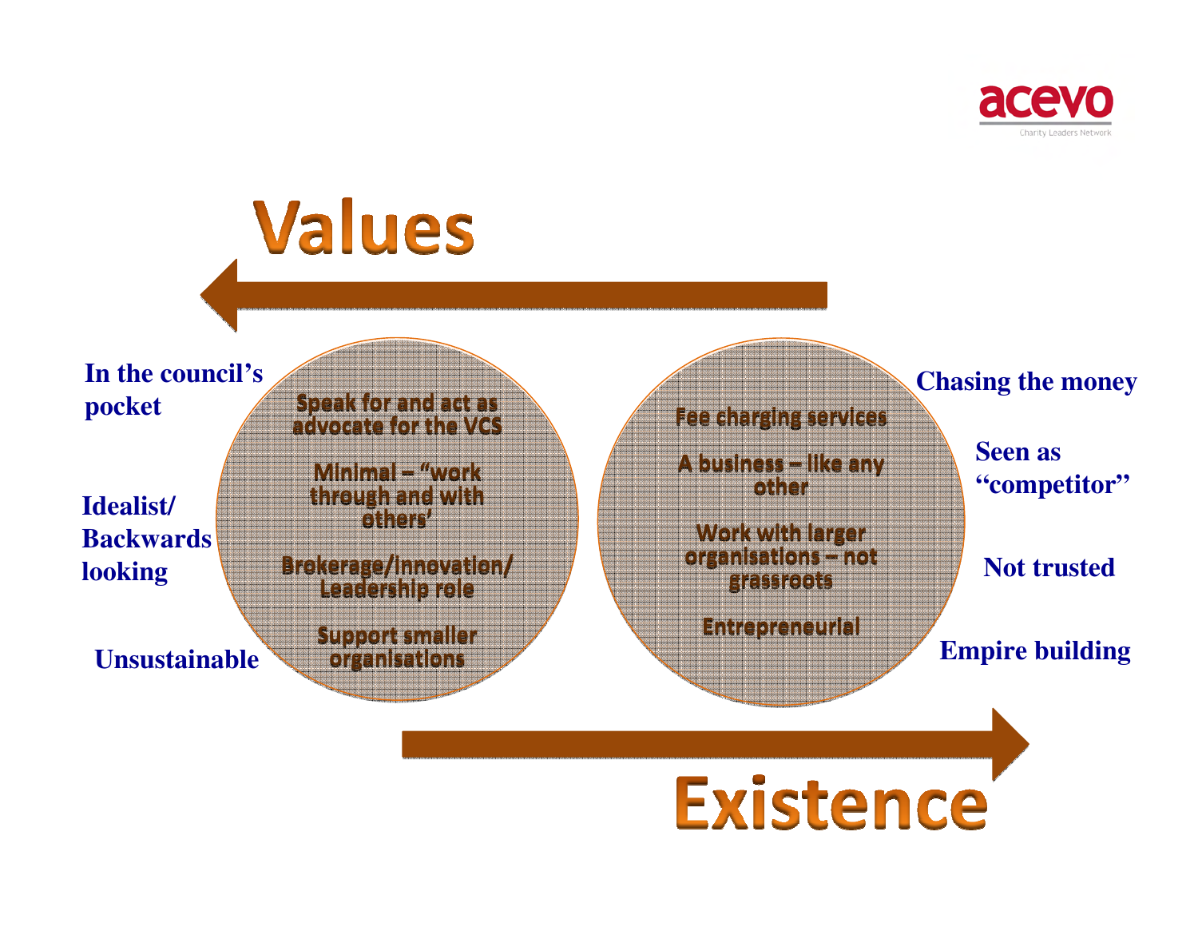acevo

Charity Leaders Network

# Values

In the council's pocket

Idealist/ Backwards looking

Unsustainable

- Speak for and act as advocate for the VCS
- Minimal – "work through and with others'
- Brokerage/innovation/ Leadership role
- Support smaller organisations

- Fee charging services
- A business – like any other
- Work with larger organisations – not grassroots
- Entrepreneurial

Chasing the money

Seen as "competitor"

Not trusted

Empire building

# Existence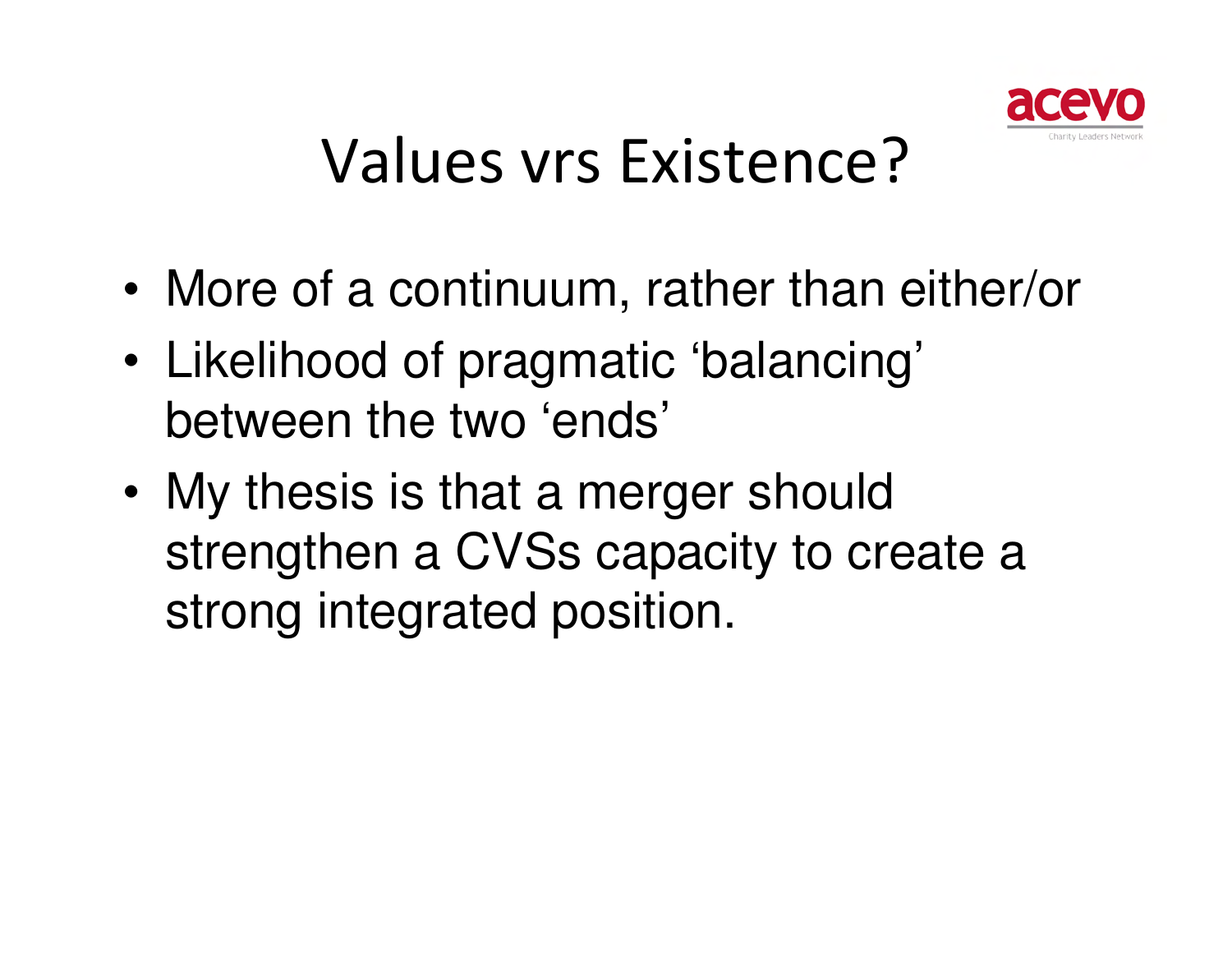# Values vrs Existence?

- More of a continuum, rather than either/or
- Likelihood of pragmatic 'balancing' between the two 'ends'
- My thesis is that a merger should strengthen a CVSs capacity to create a strong integrated position.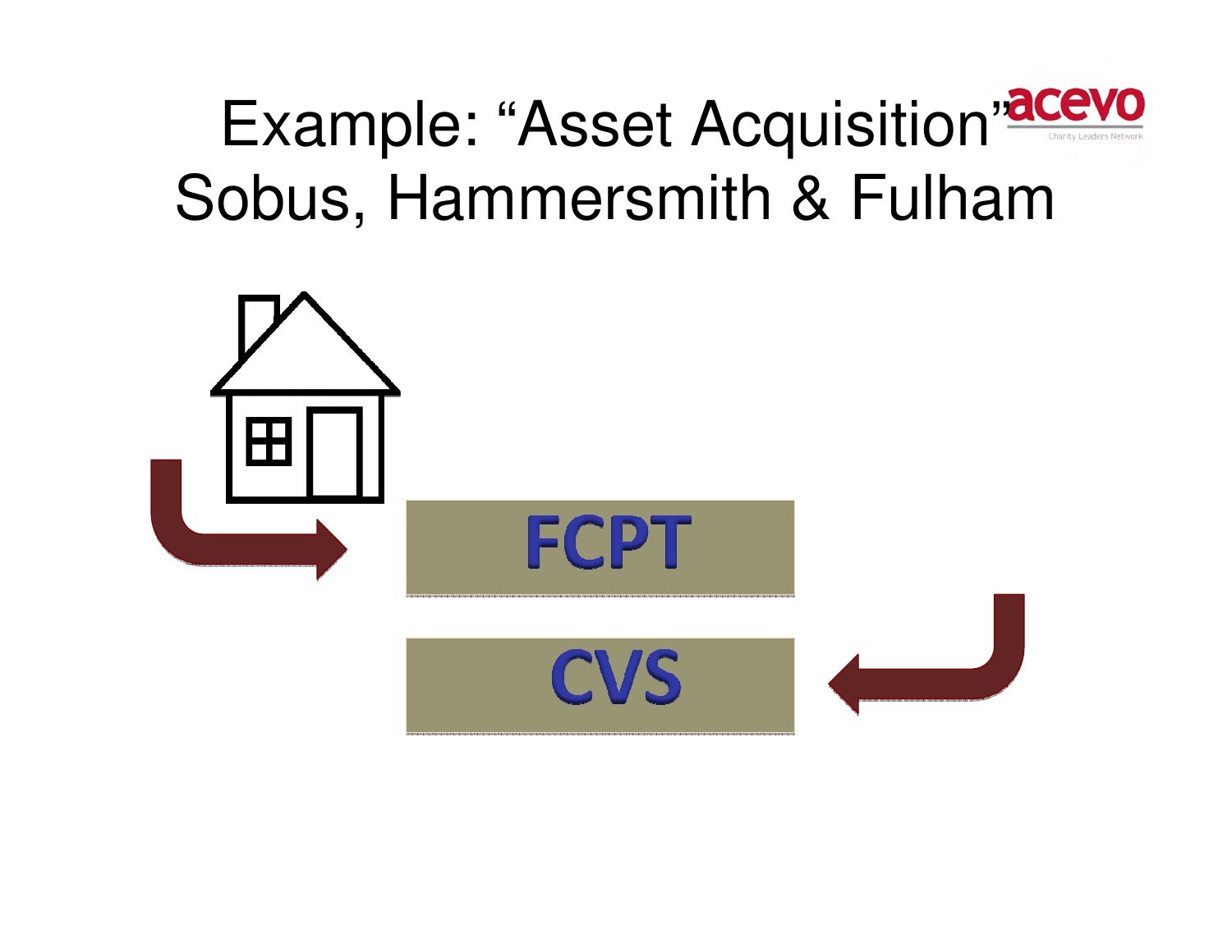# Example: "Asset Acquisition" Sobus, Hammersmith & Fulham

FCPT

CVS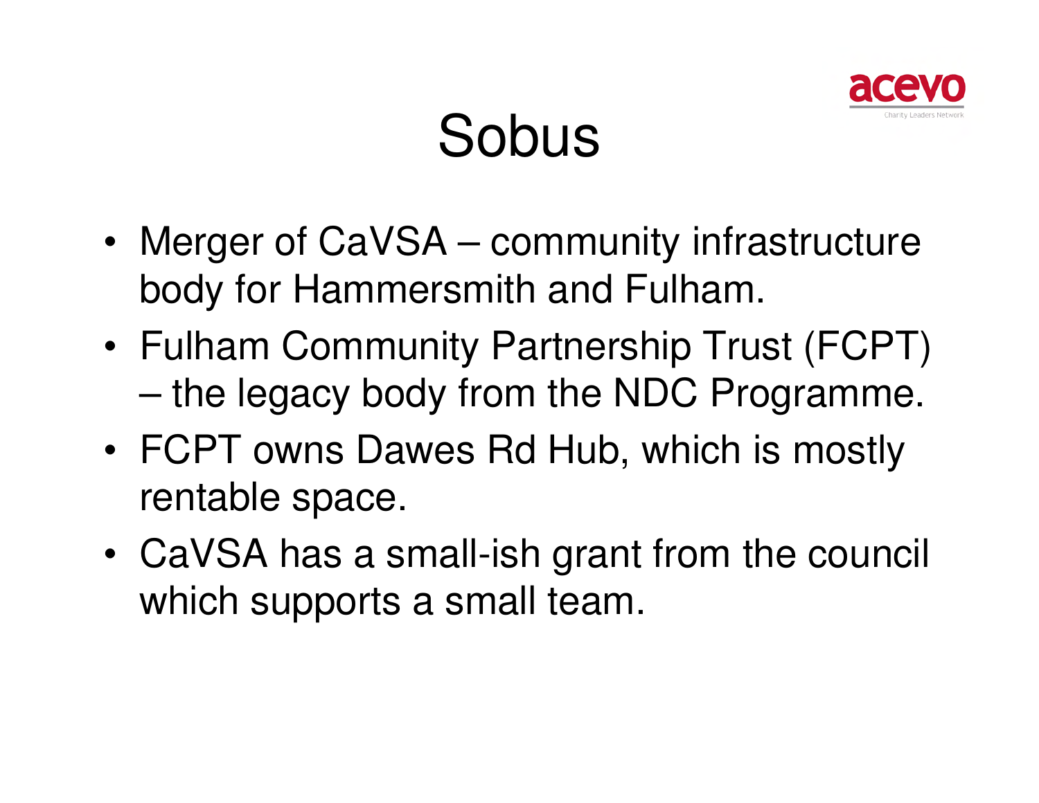# Sobus

- Merger of CaVSA – community infrastructure body for Hammersmith and Fulham.
- Fulham Community Partnership Trust (FCPT) – the legacy body from the NDC Programme.
- FCPT owns Dawes Rd Hub, which is mostly rentable space.
- CaVSA has a small-ish grant from the council which supports a small team.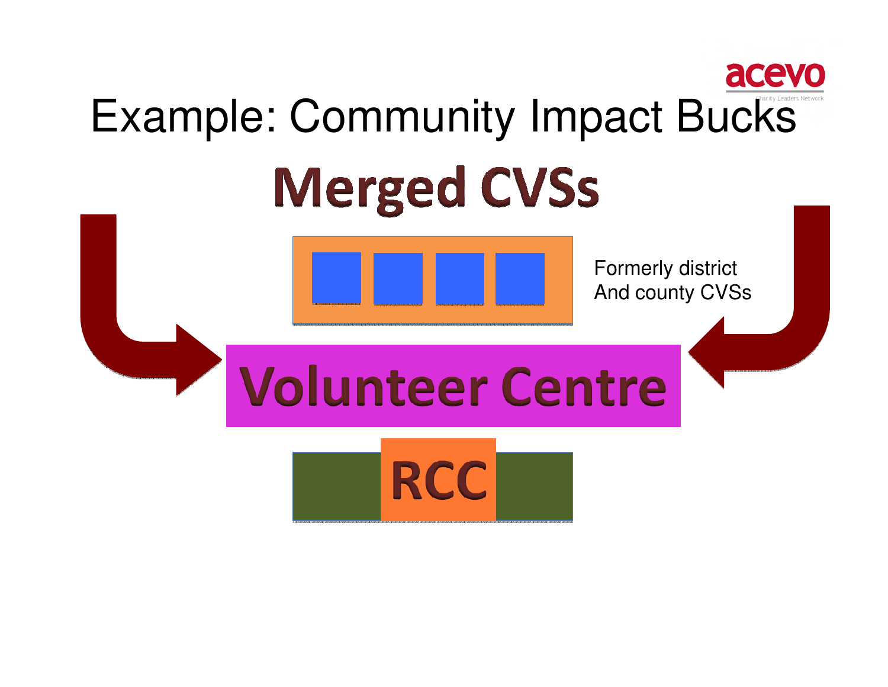# Example: Community Impact Bucks

## Merged CVSs

Formerly district
And county CVSs

**Volunteer Centre**

**RCC**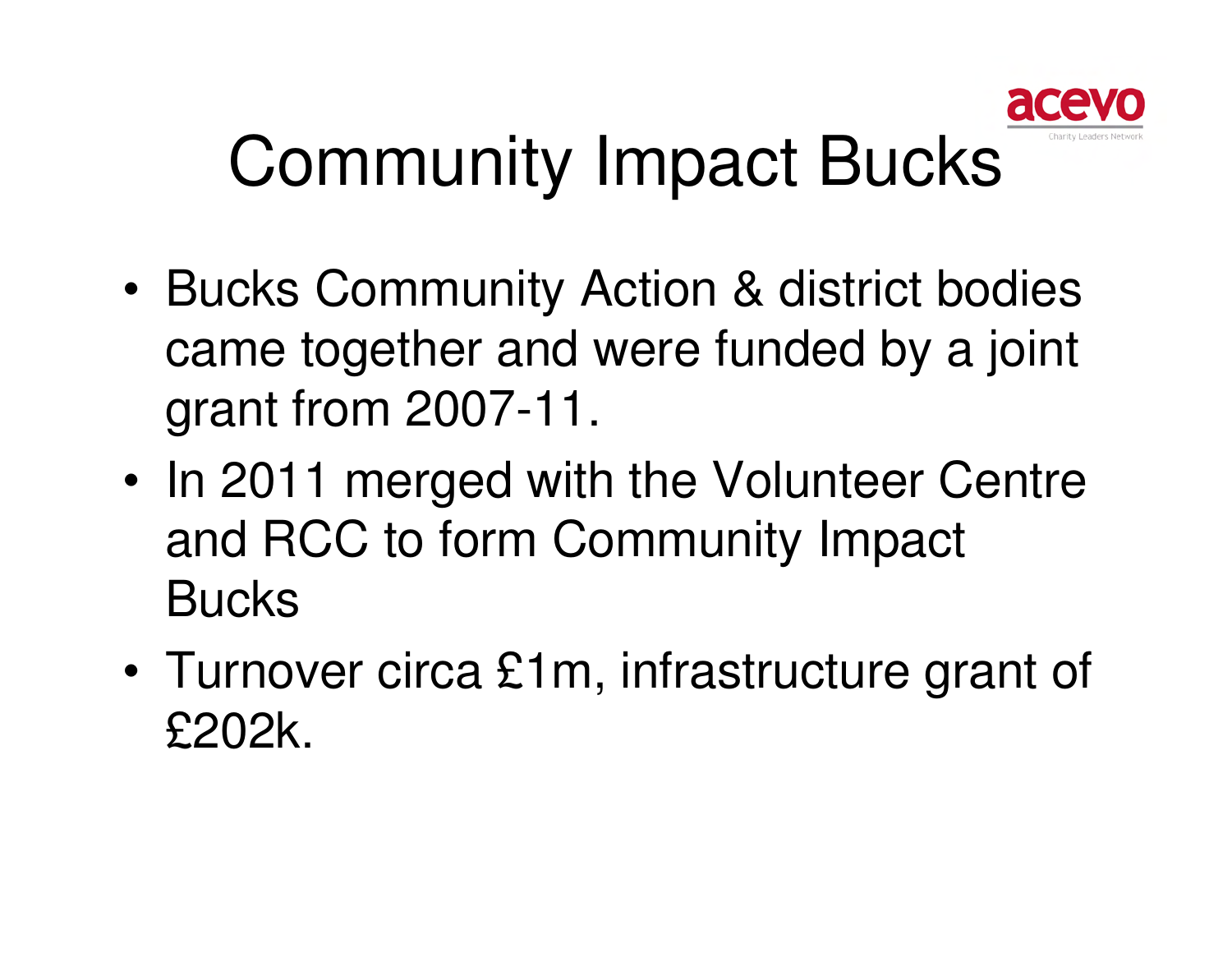# Community Impact Bucks

- Bucks Community Action & district bodies came together and were funded by a joint grant from 2007-11.
- In 2011 merged with the Volunteer Centre and RCC to form Community Impact Bucks
- Turnover circa £1m, infrastructure grant of £202k.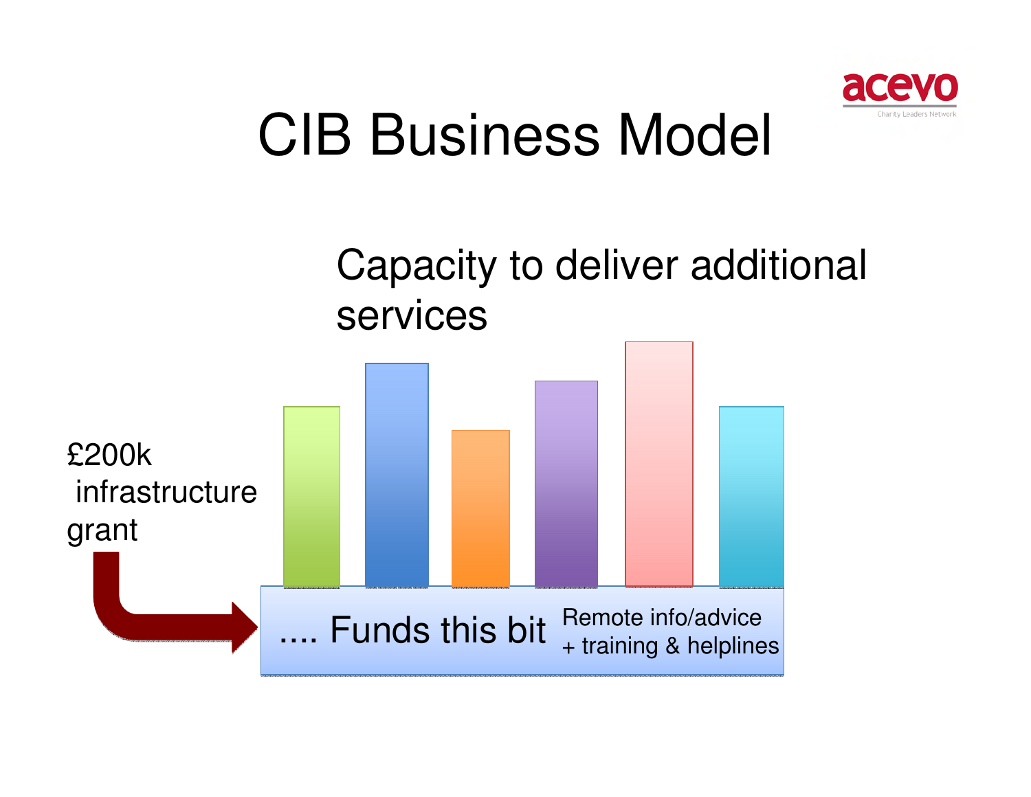# CIB Business Model

Capacity to deliver additional services

£200k infrastructure grant

.... Funds this bit

Remote info/advice + training & helplines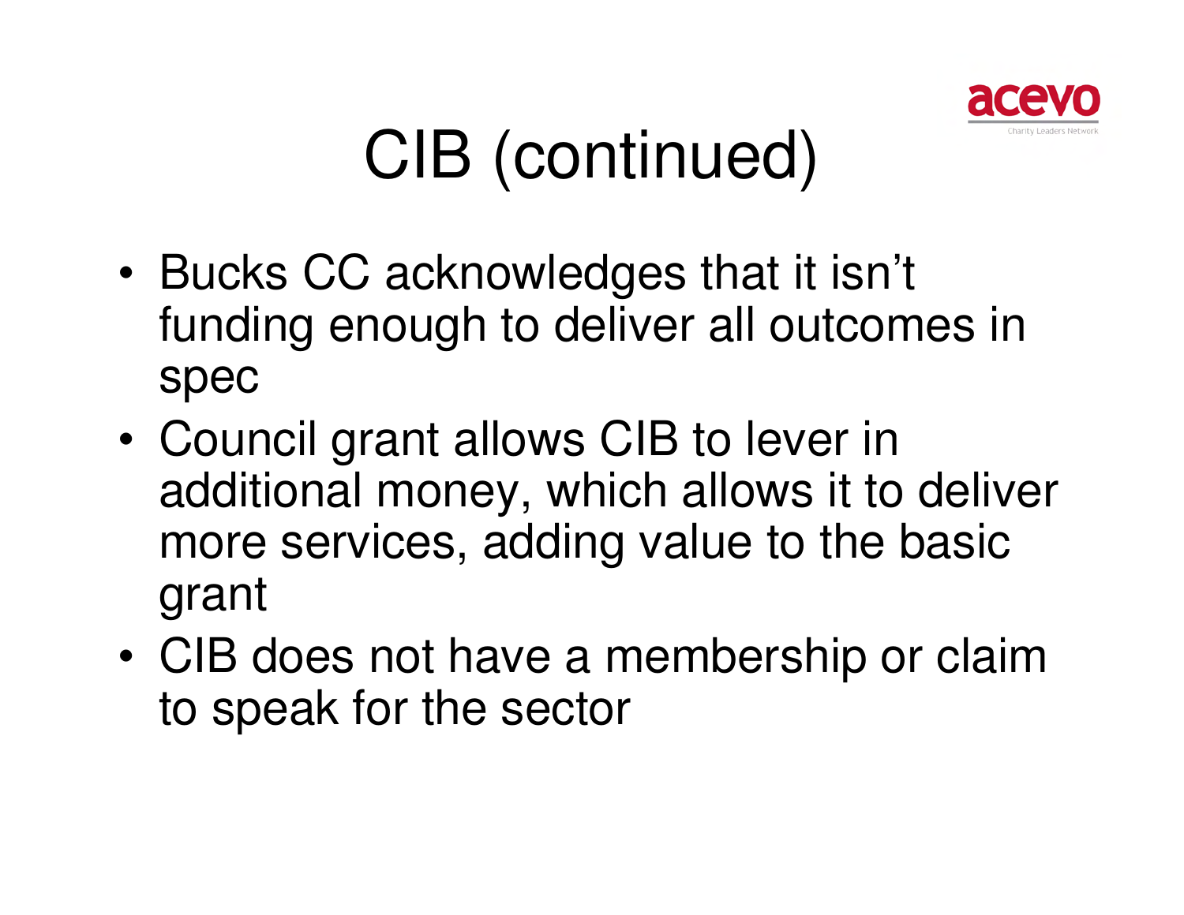# CIB (continued)

- Bucks CC acknowledges that it isn't funding enough to deliver all outcomes in spec
- Council grant allows CIB to lever in additional money, which allows it to deliver more services, adding value to the basic grant
- CIB does not have a membership or claim to speak for the sector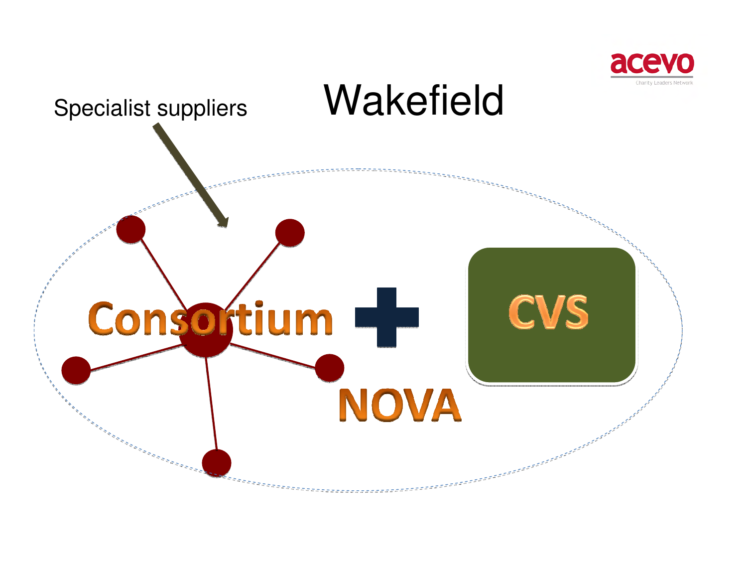# Wakefield

Specialist suppliers

Consortium

NOVA

CVS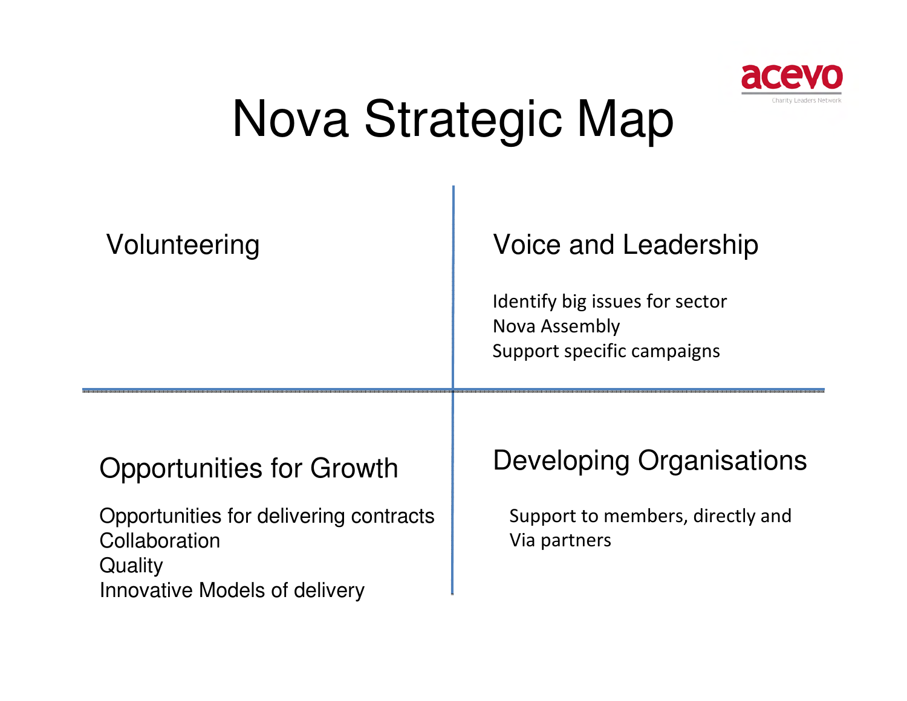# Nova Strategic Map

## Volunteering

## Voice and Leadership

Identify big issues for sector
Nova Assembly
Support specific campaigns

## Opportunities for Growth

Opportunities for delivering contracts
Collaboration
Quality
Innovative Models of delivery

## Developing Organisations

Support to members, directly and
Via partners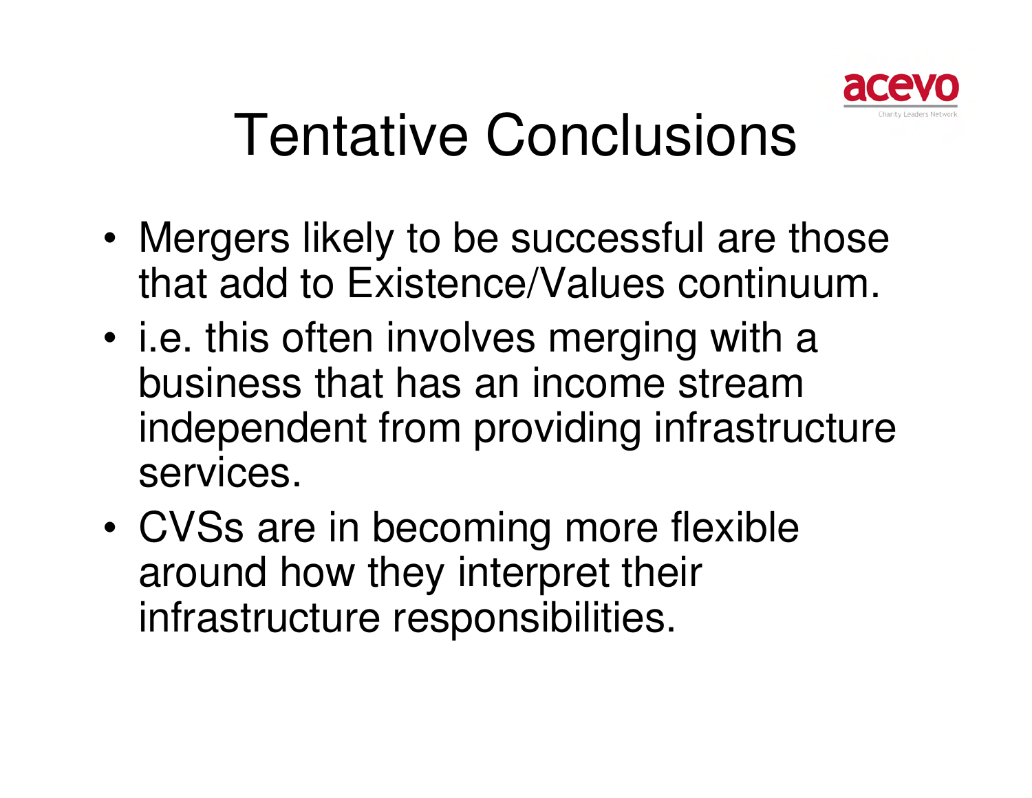# Tentative Conclusions

- Mergers likely to be successful are those that add to Existence/Values continuum.
- i.e. this often involves merging with a business that has an income stream independent from providing infrastructure services.
- CVSs are in becoming more flexible around how they interpret their infrastructure responsibilities.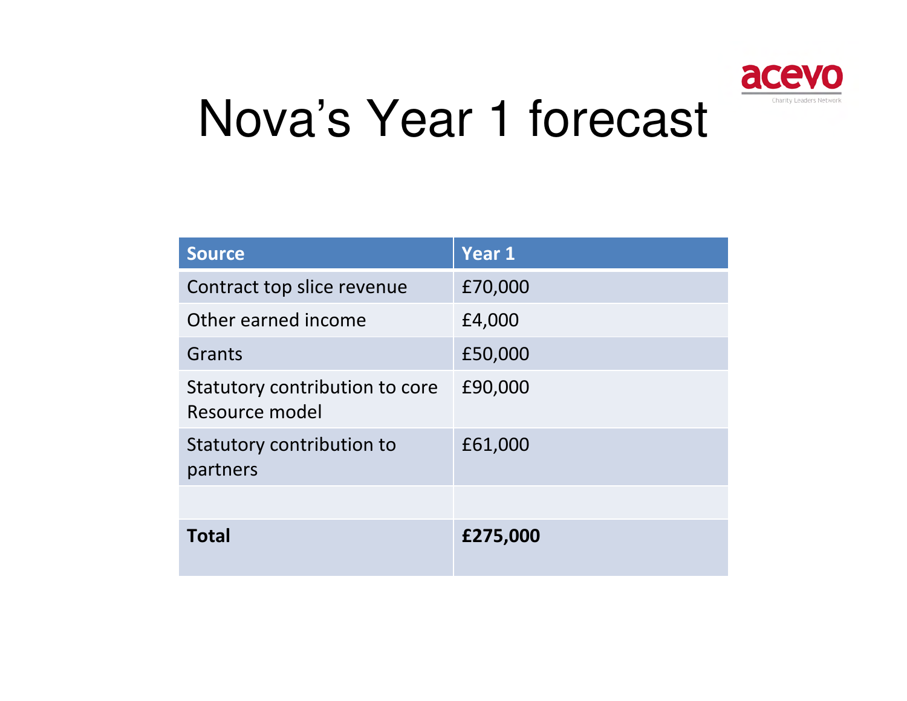# Nova's Year 1 forecast

| Source | Year 1 |
| --- | --- |
| Contract top slice revenue | £70,000 |
| Other earned income | £4,000 |
| Grants | £50,000 |
| Statutory contribution to core Resource model | £90,000 |
| Statutory contribution to partners | £61,000 |
| | |
| **Total** | **£275,000** |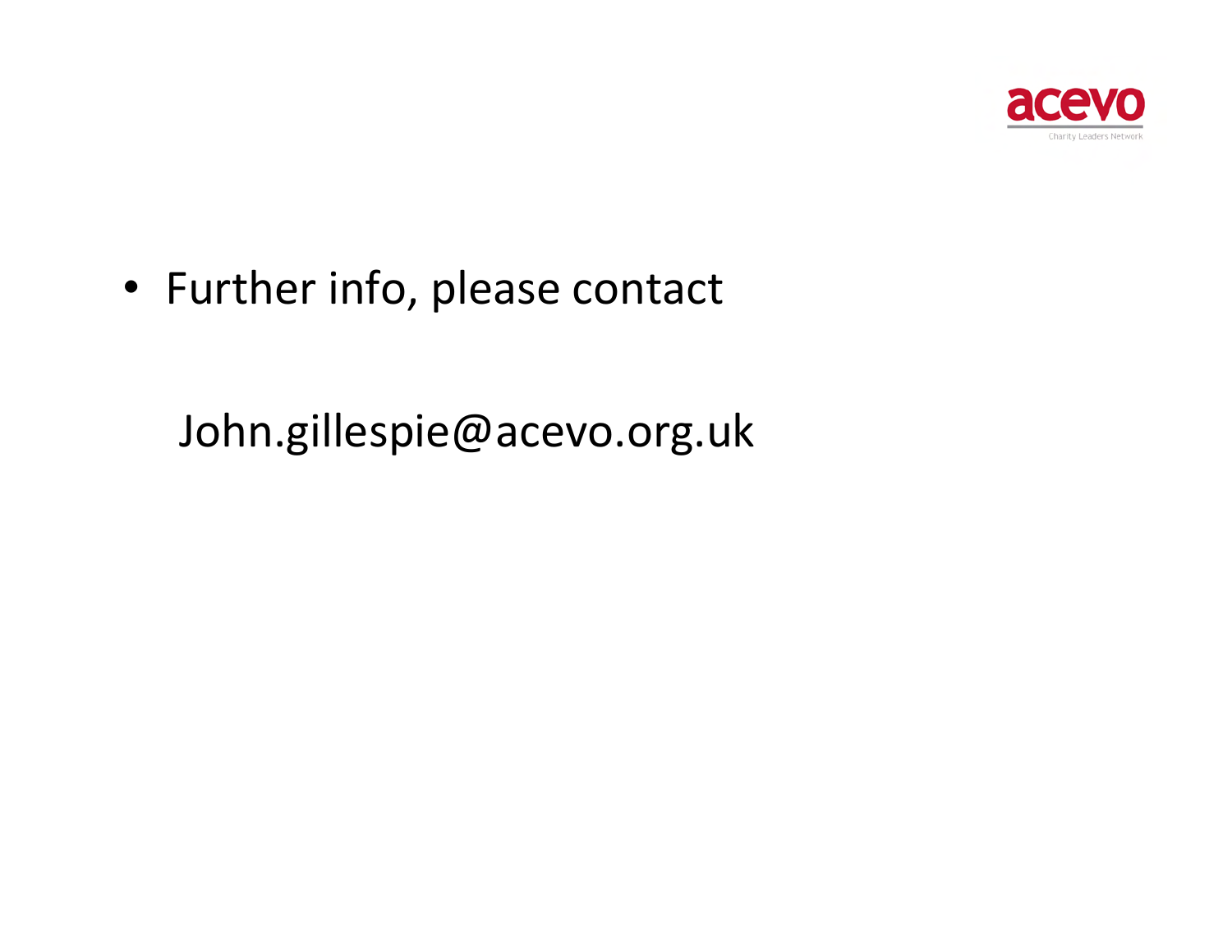- Further info, please contact

  John.gillespie@acevo.org.uk